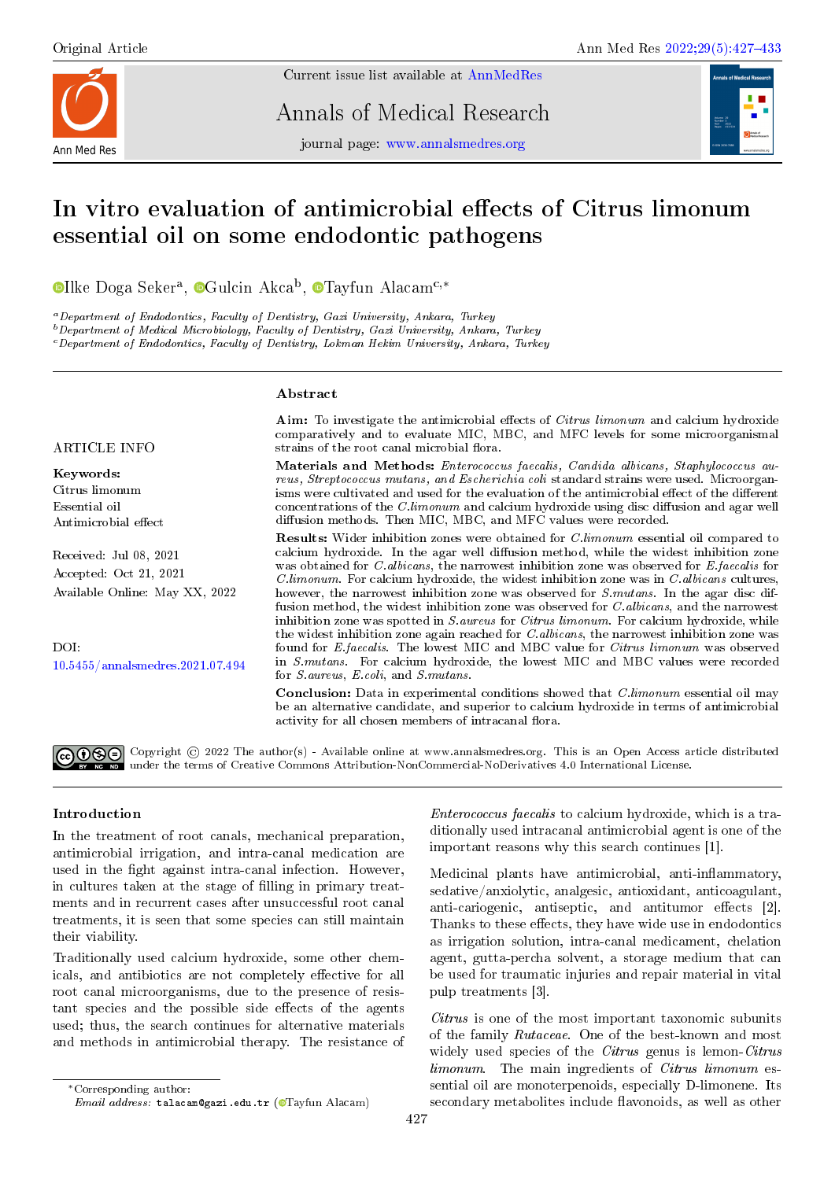Original Article

# In vitro evaluation of antimicrobial effects of Citrus limonum essential oil on some endodontic pathogens

Ilke Doga Seker[a], Gulcin Akca[b], Tayfun Alacam[c,*]

[a]*Department of Endodontics, Faculty of Dentistry, Gazi University, Ankara, Turkey*
[b]*Department of Medical Microbiology, Faculty of Dentistry, Gazi University, Ankara, Turkey*
[c]*Department of Endodontics, Faculty of Dentistry, Lokman Hekim University, Ankara, Turkey*

ARTICLE INFO

**Keywords:**
Citrus limonum
Essential oil
Antimicrobial effect

Received: Jul 08, 2021
Accepted: Oct 21, 2021
Available Online: May XX, 2022

DOI:
10.5455/annalsmedres.2021.07.494

## Abstract

**Aim:** To investigate the antimicrobial effects of *Citrus limonum* and calcium hydroxide comparatively and to evaluate MIC, MBC, and MFC levels for some microorganismal strains of the root canal microbial flora.

**Materials and Methods:** *Enterococcus faecalis, Candida albicans, Staphylococcus aureus, Streptococcus mutans, and Escherichia coli* standard strains were used. Microorganisms were cultivated and used for the evaluation of the antimicrobial effect of the different concentrations of the *C.limonum* and calcium hydroxide using disc diffusion and agar well diffusion methods. Then MIC, MBC, and MFC values were recorded.

**Results:** Wider inhibition zones were obtained for *C.limonum* essential oil compared to calcium hydroxide. In the agar well diffusion method, while the widest inhibition zone was obtained for *C.albicans*, the narrowest inhibition zone was observed for *E.faecalis* for *C.limonum*. For calcium hydroxide, the widest inhibition zone was in *C.albicans* cultures, however, the narrowest inhibition zone was observed for *S.mutans*. In the agar disc diffusion method, the widest inhibition zone was observed for *C.albicans*, and the narrowest inhibition zone was spotted in *S.aureus* for *Citrus limonum*. For calcium hydroxide, while the widest inhibition zone again reached for *C.albicans*, the narrowest inhibition zone was found for *E.faecalis*. The lowest MIC and MBC value for *Citrus limonum* was observed in *S.mutans*. For calcium hydroxide, the lowest MIC and MBC values were recorded for *S.aureus*, *E.coli*, and *S.mutans*.

**Conclusion:** Data in experimental conditions showed that *C.limonum* essential oil may be an alternative candidate, and superior to calcium hydroxide in terms of antimicrobial activity for all chosen members of intracanal flora.

Copyright © 2022 The author(s) - Available online at www.annalsmedres.org. This is an Open Access article distributed under the terms of Creative Commons Attribution-NonCommercial-NoDerivatives 4.0 International License.

## Introduction

In the treatment of root canals, mechanical preparation, antimicrobial irrigation, and intra-canal medication are used in the fight against intra-canal infection. However, in cultures taken at the stage of filling in primary treatments and in recurrent cases after unsuccessful root canal treatments, it is seen that some species can still maintain their viability.

Traditionally used calcium hydroxide, some other chemicals, and antibiotics are not completely effective for all root canal microorganisms, due to the presence of resistant species and the possible side effects of the agents used; thus, the search continues for alternative materials and methods in antimicrobial therapy. The resistance of *Enterococcus faecalis* to calcium hydroxide, which is a traditionally used intracanal antimicrobial agent is one of the important reasons why this search continues [1].

Medicinal plants have antimicrobial, anti-inflammatory, sedative/anxiolytic, analgesic, antioxidant, anticoagulant, anti-cariogenic, antiseptic, and antitumor effects [2]. Thanks to these effects, they have wide use in endodontics as irrigation solution, intra-canal medicament, chelation agent, gutta-percha solvent, a storage medium that can be used for traumatic injuries and repair material in vital pulp treatments [3].

*Citrus* is one of the most important taxonomic subunits of the family *Rutaceae*. One of the best-known and most widely used species of the *Citrus* genus is lemon-*Citrus limonum*. The main ingredients of *Citrus limonum* essential oil are monoterpenoids, especially D-limonene. Its secondary metabolites include flavonoids, as well as other

*Corresponding author:
*Email address:* talacam@gazi.edu.tr (Tayfun Alacam)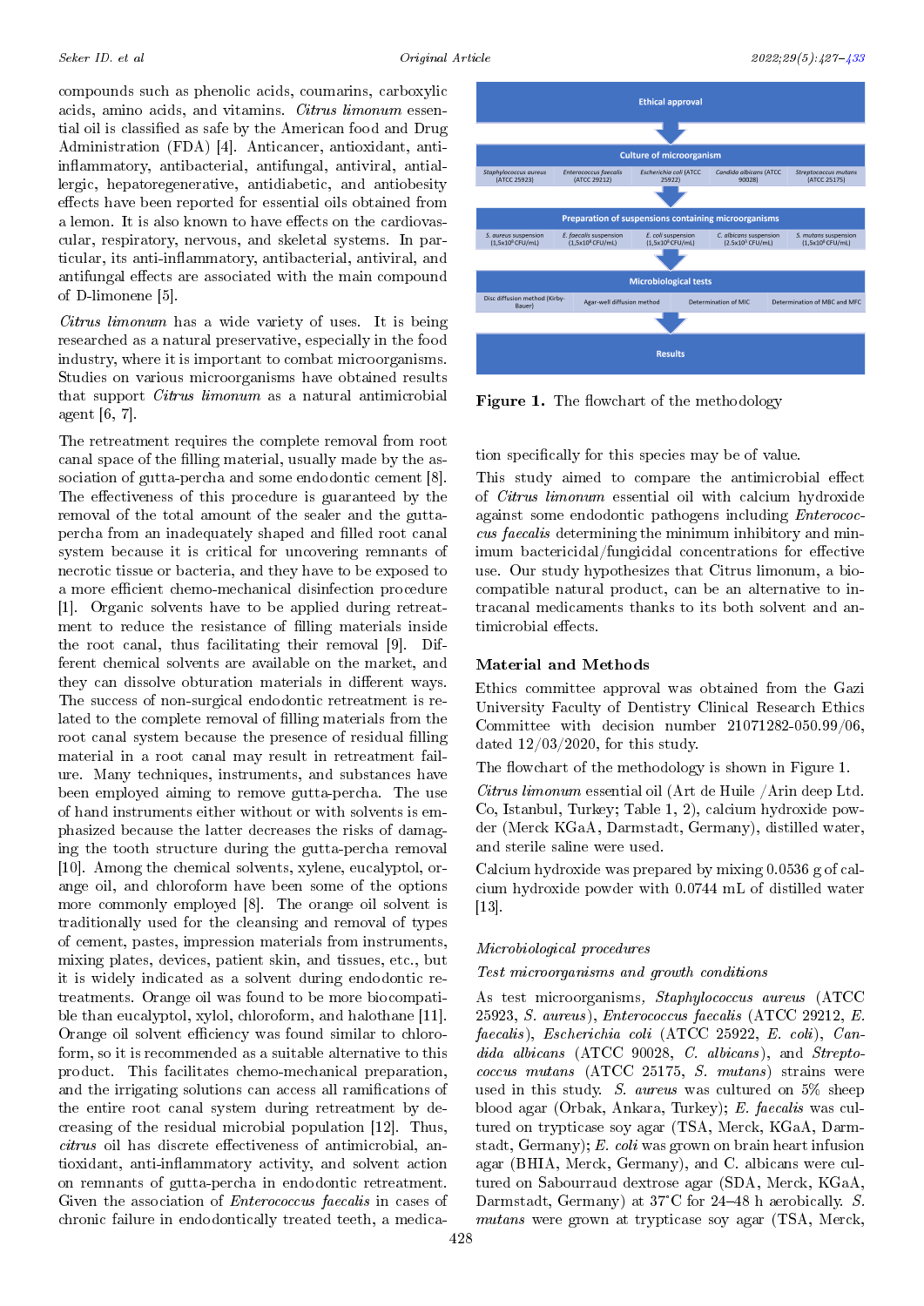compounds such as phenolic acids, coumarins, carboxylic acids, amino acids, and vitamins. *Citrus limonum* essential oil is classified as safe by the American food and Drug Administration (FDA) [4]. Anticancer, antioxidant, anti-inflammatory, antibacterial, antifungal, antiviral, antiallergic, hepatoregenerative, antidiabetic, and antiobesity effects have been reported for essential oils obtained from a lemon. It is also known to have effects on the cardiovascular, respiratory, nervous, and skeletal systems. In particular, its anti-inflammatory, antibacterial, antiviral, and antifungal effects are associated with the main compound of D-limonene [5].

*Citrus limonum* has a wide variety of uses. It is being researched as a natural preservative, especially in the food industry, where it is important to combat microorganisms. Studies on various microorganisms have obtained results that support *Citrus limonum* as a natural antimicrobial agent [6, 7].

The retreatment requires the complete removal from root canal space of the filling material, usually made by the association of gutta-percha and some endodontic cement [8]. The effectiveness of this procedure is guaranteed by the removal of the total amount of the sealer and the gutta-percha from an inadequately shaped and filled root canal system because it is critical for uncovering remnants of necrotic tissue or bacteria, and they have to be exposed to a more efficient chemo-mechanical disinfection procedure [1]. Organic solvents have to be applied during retreatment to reduce the resistance of filling materials inside the root canal, thus facilitating their removal [9]. Different chemical solvents are available on the market, and they can dissolve obturation materials in different ways. The success of non-surgical endodontic retreatment is related to the complete removal of filling materials from the root canal system because the presence of residual filling material in a root canal may result in retreatment failure. Many techniques, instruments, and substances have been employed aiming to remove gutta-percha. The use of hand instruments either without or with solvents is emphasized because the latter decreases the risks of damaging the tooth structure during the gutta-percha removal [10]. Among the chemical solvents, xylene, eucalyptol, orange oil, and chloroform have been some of the options more commonly employed [8]. The orange oil solvent is traditionally used for the cleansing and removal of types of cement, pastes, impression materials from instruments, mixing plates, devices, patient skin, and tissues, etc., but it is widely indicated as a solvent during endodontic retreatments. Orange oil was found to be more biocompatible than eucalyptol, xylol, chloroform, and halothane [11]. Orange oil solvent efficiency was found similar to chloroform, so it is recommended as a suitable alternative to this product. This facilitates chemo-mechanical preparation, and the irrigating solutions can access all ramifications of the entire root canal system during retreatment by decreasing of the residual microbial population [12]. Thus, *citrus* oil has discrete effectiveness of antimicrobial, antioxidant, anti-inflammatory activity, and solvent action on remnants of gutta-percha in endodontic retreatment. Given the association of *Enterococcus faecalis* in cases of chronic failure in endodontically treated teeth, a medication specifically for this species may be of value.

This study aimed to compare the antimicrobial effect of *Citrus limonum* essential oil with calcium hydroxide against some endodontic pathogens including *Enterococcus faecalis* determining the minimum inhibitory and minimum bactericidal/fungicidal concentrations for effective use. Our study hypothesizes that Citrus limonum, a biocompatible natural product, can be an alternative to intracanal medicaments thanks to its both solvent and antimicrobial effects.

Ethical approval

Culture of microorganism

| *Staphylococcus aureus* (ATCC 25923) | *Enterococcus faecalis* (ATCC 29212) | *Escherichia coli* (ATCC 25922) | *Candida albicans* (ATCC 90028) | *Streptococcus mutans* (ATCC 25175) |
|---|---|---|---|---|

Preparation of suspensions containing microorganisms

| *S. aureus* suspension ($1,5x10^8$ CFU/mL) | *E. faecalis* suspension ($1,5x10^8$ CFU/mL) | *E. coli* suspension ($1,5x10^8$ CFU/mL) | *C. albicans* suspension ($2.5x10^3$ CFU/mL) | *S. mutans* suspension ($1,5x10^8$ CFU/mL) |
|---|---|---|---|---|

Microbiological tests

| Disc diffusion method (Kirby-Bauer) | Agar-well diffusion method | Determination of MIC | Determination of MBC and MFC |
|---|---|---|---|

Results

**Figure 1.** The flowchart of the methodology

## Material and Methods

Ethics committee approval was obtained from the Gazi University Faculty of Dentistry Clinical Research Ethics Committee with decision number 21071282-050.99/06, dated 12/03/2020, for this study.

The flowchart of the methodology is shown in Figure 1.

*Citrus limonum* essential oil (Art de Huile /Arin deep Ltd. Co, Istanbul, Turkey; Table 1, 2), calcium hydroxide powder (Merck KGaA, Darmstadt, Germany), distilled water, and sterile saline were used.

Calcium hydroxide was prepared by mixing 0.0536 g of calcium hydroxide powder with 0.0744 mL of distilled water [13].

### *Microbiological procedures*

#### *Test microorganisms and growth conditions*

As test microorganisms, *Staphylococcus aureus* (ATCC 25923, *S. aureus*), *Enterococcus faecalis* (ATCC 29212, *E. faecalis*), *Escherichia coli* (ATCC 25922, *E. coli*), *Candida albicans* (ATCC 90028, *C. albicans*), and *Streptococcus mutans* (ATCC 25175, *S. mutans*) strains were used in this study. *S. aureus* was cultured on 5% sheep blood agar (Orbak, Ankara, Turkey); *E. faecalis* was cultured on trypticase soy agar (TSA, Merck, KGaA, Darmstadt, Germany); *E. coli* was grown on brain heart infusion agar (BHIA, Merck, Germany), and C. albicans were cultured on Sabourraud dextrose agar (SDA, Merck, KGaA, Darmstadt, Germany) at 37°C for 24–48 h aerobically. *S. mutans* were grown at trypticase soy agar (TSA, Merck,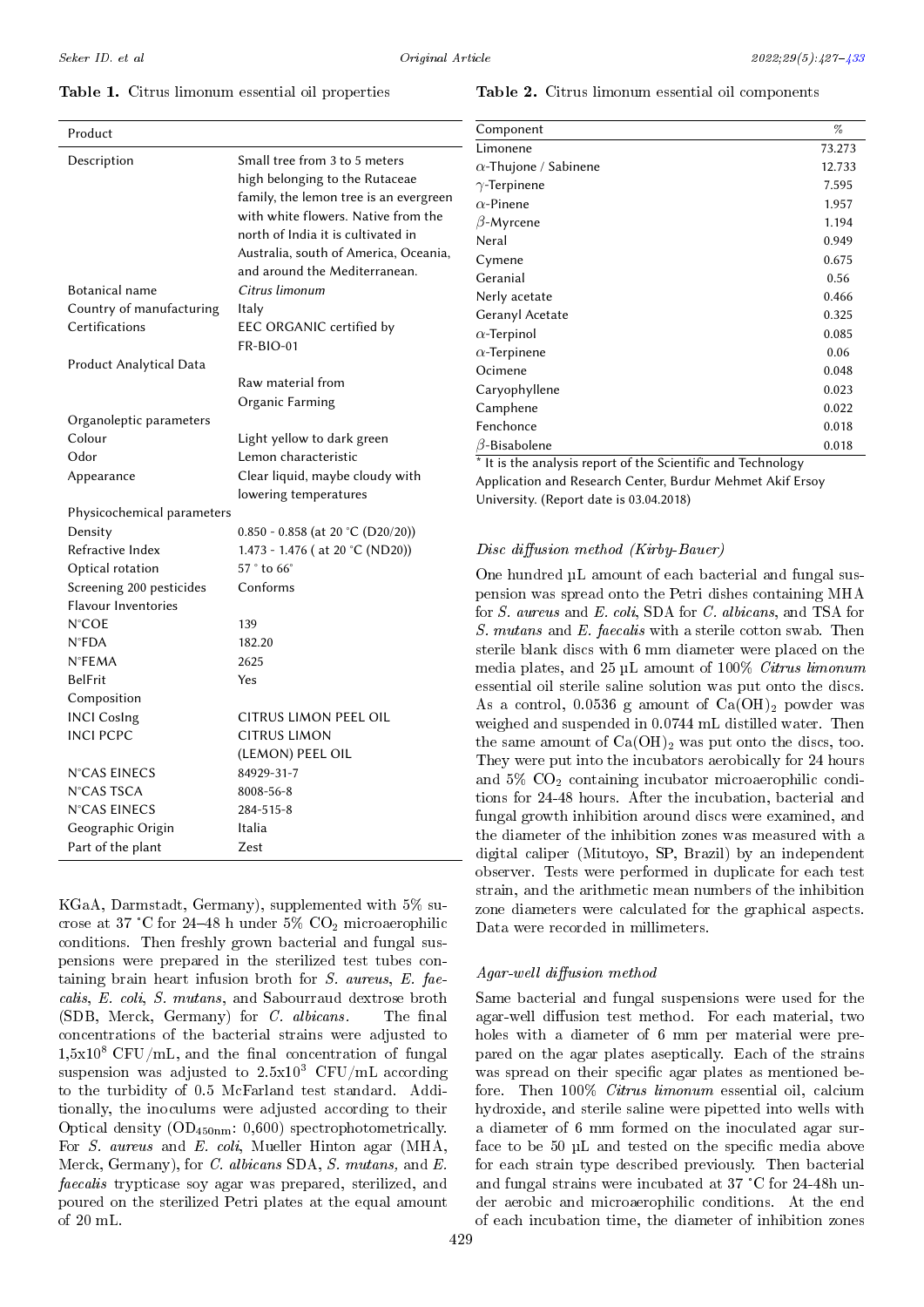**Table 1.** Citrus limonum essential oil properties

| Product | |
|---|---|
| Description | Small tree from 3 to 5 meters high belonging to the Rutaceae family, the lemon tree is an evergreen with white flowers. Native from the north of India it is cultivated in Australia, south of America, Oceania, and around the Mediterranean. |
| Botanical name | *Citrus limonum* |
| Country of manufacturing | Italy |
| Certifications | EEC ORGANIC certified by FR-BIO-01 |
| Product Analytical Data | |
| | Raw material from Organic Farming |
| Organoleptic parameters | |
| Colour | Light yellow to dark green |
| Odor | Lemon characteristic |
| Appearance | Clear liquid, maybe cloudy with lowering temperatures |
| Physicochemical parameters | |
| Density | 0.850 - 0.858 (at 20 °C (D20/20)) |
| Refractive Index | 1.473 - 1.476 ( at 20 °C (ND20)) |
| Optical rotation | 57 ° to 66° |
| Screening 200 pesticides | Conforms |
| Flavour Inventories | |
| N°COE | 139 |
| N°FDA | 182.20 |
| N°FEMA | 2625 |
| BelFrit | Yes |
| Composition | |
| INCI CosIng | CITRUS LIMON PEEL OIL |
| INCI PCPC | CITRUS LIMON (LEMON) PEEL OIL |
| N°CAS EINECS | 84929-31-7 |
| N°CAS TSCA | 8008-56-8 |
| N°CAS EINECS | 284-515-8 |
| Geographic Origin | Italia |
| Part of the plant | Zest |

KGaA, Darmstadt, Germany), supplemented with 5% sucrose at 37 °C for 24–48 h under 5% $CO_2$ microaerophilic conditions. Then freshly grown bacterial and fungal suspensions were prepared in the sterilized test tubes containing brain heart infusion broth for *S. aureus*, *E. faecalis*, *E. coli*, *S. mutans*, and Sabourraud dextrose broth (SDB, Merck, Germany) for *C. albicans*. The final concentrations of the bacterial strains were adjusted to $1{,}5 \times 10^8$ CFU/mL, and the final concentration of fungal suspension was adjusted to $2.5 \times 10^3$ CFU/mL according to the turbidity of 0.5 McFarland test standard. Additionally, the inoculums were adjusted according to their Optical density ($OD_{450nm}$: 0,600) spectrophotometrically. For *S. aureus* and *E. coli*, Mueller Hinton agar (MHA, Merck, Germany), for *C. albicans* SDA, *S. mutans*, and *E. faecalis* trypticase soy agar was prepared, sterilized, and poured on the sterilized Petri plates at the equal amount of 20 mL.

**Table 2.** Citrus limonum essential oil components

| Component | % |
|---|---|
| Limonene | 73.273 |
| $\alpha$-Thujone / Sabinene | 12.733 |
| $\gamma$-Terpinene | 7.595 |
| $\alpha$-Pinene | 1.957 |
| $\beta$-Myrcene | 1.194 |
| Neral | 0.949 |
| Cymene | 0.675 |
| Geranial | 0.56 |
| Nerly acetate | 0.466 |
| Geranyl Acetate | 0.325 |
| $\alpha$-Terpinol | 0.085 |
| $\alpha$-Terpinene | 0.06 |
| Ocimene | 0.048 |
| Caryophyllene | 0.023 |
| Camphene | 0.022 |
| Fenchonce | 0.018 |
| $\beta$-Bisabolene | 0.018 |

* It is the analysis report of the Scientific and Technology Application and Research Center, Burdur Mehmet Akif Ersoy University. (Report date is 03.04.2018)

### *Disc diffusion method (Kirby-Bauer)*

One hundred µL amount of each bacterial and fungal suspension was spread onto the Petri dishes containing MHA for *S. aureus* and *E. coli*, SDA for *C. albicans*, and TSA for *S. mutans* and *E. faecalis* with a sterile cotton swab. Then sterile blank discs with 6 mm diameter were placed on the media plates, and 25 µL amount of 100% *Citrus limonum* essential oil sterile saline solution was put onto the discs. As a control, 0.0536 g amount of $Ca(OH)_2$ powder was weighed and suspended in 0.0744 mL distilled water. Then the same amount of $Ca(OH)_2$ was put onto the discs, too. They were put into the incubators aerobically for 24 hours and 5% $CO_2$ containing incubator microaerophilic conditions for 24-48 hours. After the incubation, bacterial and fungal growth inhibition around discs were examined, and the diameter of the inhibition zones was measured with a digital caliper (Mitutoyo, SP, Brazil) by an independent observer. Tests were performed in duplicate for each test strain, and the arithmetic mean numbers of the inhibition zone diameters were calculated for the graphical aspects. Data were recorded in millimeters.

### *Agar-well diffusion method*

Same bacterial and fungal suspensions were used for the agar-well diffusion test method. For each material, two holes with a diameter of 6 mm per material were prepared on the agar plates aseptically. Each of the strains was spread on their specific agar plates as mentioned before. Then 100% *Citrus limonum* essential oil, calcium hydroxide, and sterile saline were pipetted into wells with a diameter of 6 mm formed on the inoculated agar surface to be 50 µL and tested on the specific media above for each strain type described previously. Then bacterial and fungal strains were incubated at 37 °C for 24-48h under aerobic and microaerophilic conditions. At the end of each incubation time, the diameter of inhibition zones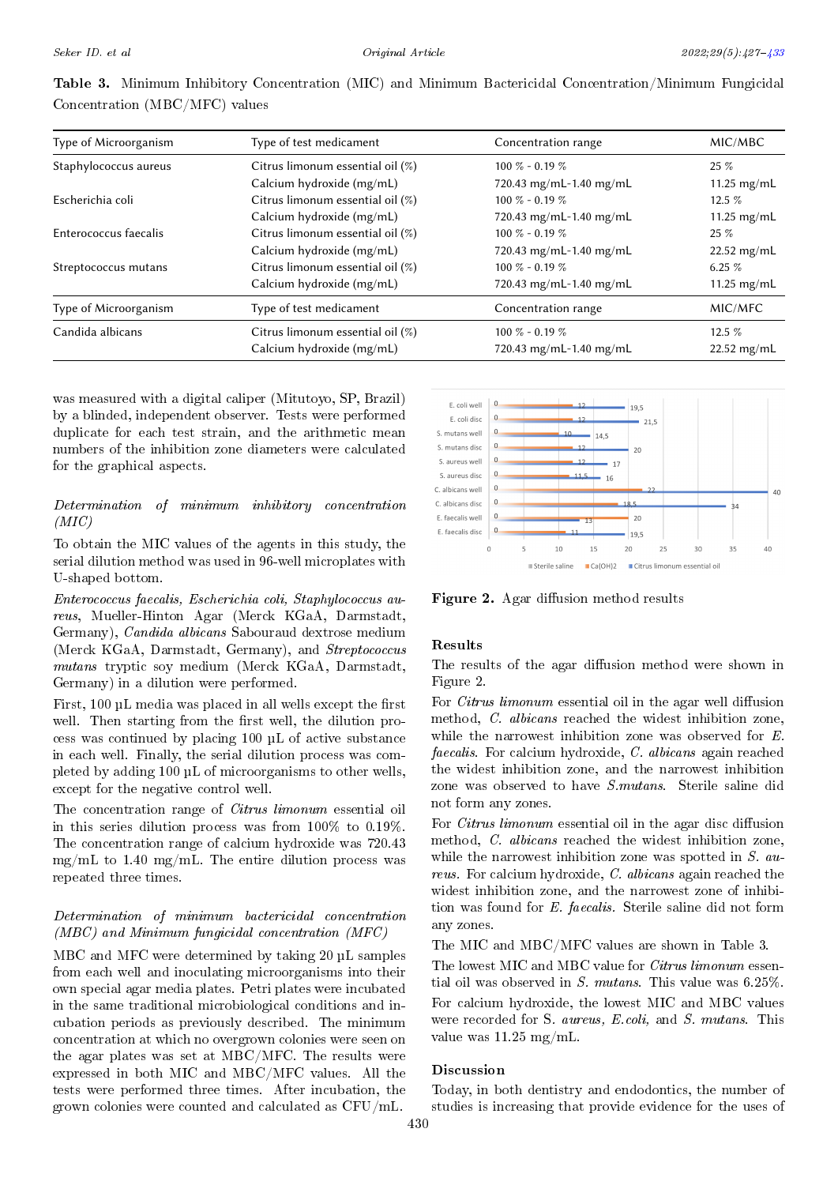**Table 3.** Minimum Inhibitory Concentration (MIC) and Minimum Bactericidal Concentration/Minimum Fungicidal Concentration (MBC/MFC) values

| Type of Microorganism | Type of test medicament | Concentration range | MIC/MBC |
|---|---|---|---|
| Staphylococcus aureus | Citrus limonum essential oil (%) | 100 % - 0.19 % | 25 % |
| | Calcium hydroxide (mg/mL) | 720.43 mg/mL-1.40 mg/mL | 11.25 mg/mL |
| Escherichia coli | Citrus limonum essential oil (%) | 100 % - 0.19 % | 12.5 % |
| | Calcium hydroxide (mg/mL) | 720.43 mg/mL-1.40 mg/mL | 11.25 mg/mL |
| Enterococcus faecalis | Citrus limonum essential oil (%) | 100 % - 0.19 % | 25 % |
| | Calcium hydroxide (mg/mL) | 720.43 mg/mL-1.40 mg/mL | 22.52 mg/mL |
| Streptococcus mutans | Citrus limonum essential oil (%) | 100 % - 0.19 % | 6.25 % |
| | Calcium hydroxide (mg/mL) | 720.43 mg/mL-1.40 mg/mL | 11.25 mg/mL |
| **Type of Microorganism** | **Type of test medicament** | **Concentration range** | **MIC/MFC** |
| Candida albicans | Citrus limonum essential oil (%) | 100 % - 0.19 % | 12.5 % |
| | Calcium hydroxide (mg/mL) | 720.43 mg/mL-1.40 mg/mL | 22.52 mg/mL |

was measured with a digital caliper (Mitutoyo, SP, Brazil) by a blinded, independent observer. Tests were performed duplicate for each test strain, and the arithmetic mean numbers of the inhibition zone diameters were calculated for the graphical aspects.

### *Determination of minimum inhibitory concentration (MIC)*

To obtain the MIC values of the agents in this study, the serial dilution method was used in 96-well microplates with U-shaped bottom.

*Enterococcus faecalis, Escherichia coli, Staphylococcus aureus*, Mueller-Hinton Agar (Merck KGaA, Darmstadt, Germany), *Candida albicans* Sabouraud dextrose medium (Merck KGaA, Darmstadt, Germany), and *Streptococcus mutans* tryptic soy medium (Merck KGaA, Darmstadt, Germany) in a dilution were performed.

First, 100 µL media was placed in all wells except the first well. Then starting from the first well, the dilution process was continued by placing 100 µL of active substance in each well. Finally, the serial dilution process was completed by adding 100 µL of microorganisms to other wells, except for the negative control well.

The concentration range of *Citrus limonum* essential oil in this series dilution process was from 100% to 0.19%. The concentration range of calcium hydroxide was 720.43 mg/mL to 1.40 mg/mL. The entire dilution process was repeated three times.

### *Determination of minimum bactericidal concentration (MBC) and Minimum fungicidal concentration (MFC)*

MBC and MFC were determined by taking 20 µL samples from each well and inoculating microorganisms into their own special agar media plates. Petri plates were incubated in the same traditional microbiological conditions and incubation periods as previously described. The minimum concentration at which no overgrown colonies were seen on the agar plates was set at MBC/MFC. The results were expressed in both MIC and MBC/MFC values. All the tests were performed three times. After incubation, the grown colonies were counted and calculated as CFU/mL.

| | Sterile saline | Ca(OH)2 | Citrus limonum essential oil |
|---|---|---|---|
| E. coli well | 0 | 12 | 19,5 |
| E. coli disc | 0 | 12 | 21,5 |
| S. mutans well | 0 | 10 | 14,5 |
| S. mutans disc | 0 | 12 | 20 |
| S. aureus well | 0 | 12 | 17 |
| S. aureus disc | 0 | 11,5 | 16 |
| C. albicans well | 0 | 22 | 40 |
| C. albicans disc | 0 | 18,5 | 34 |
| E. faecalis well | 0 | 13 | 20 |
| E. faecalis disc | 0 | 11 | 19,5 |

**Figure 2.** Agar diffusion method results

## Results

The results of the agar diffusion method were shown in Figure 2.

For *Citrus limonum* essential oil in the agar well diffusion method, *C. albicans* reached the widest inhibition zone, while the narrowest inhibition zone was observed for *E. faecalis*. For calcium hydroxide, *C. albicans* again reached the widest inhibition zone, and the narrowest inhibition zone was observed to have *S.mutans*. Sterile saline did not form any zones.

For *Citrus limonum* essential oil in the agar disc diffusion method, *C. albicans* reached the widest inhibition zone, while the narrowest inhibition zone was spotted in *S. aureus*. For calcium hydroxide, *C. albicans* again reached the widest inhibition zone, and the narrowest zone of inhibition was found for *E. faecalis*. Sterile saline did not form any zones.

The MIC and MBC/MFC values are shown in Table 3.

The lowest MIC and MBC value for *Citrus limonum* essential oil was observed in *S. mutans*. This value was 6.25%.

For calcium hydroxide, the lowest MIC and MBC values were recorded for S. *aureus, E.coli,* and *S. mutans*. This value was 11.25 mg/mL.

## Discussion

Today, in both dentistry and endodontics, the number of studies is increasing that provide evidence for the uses of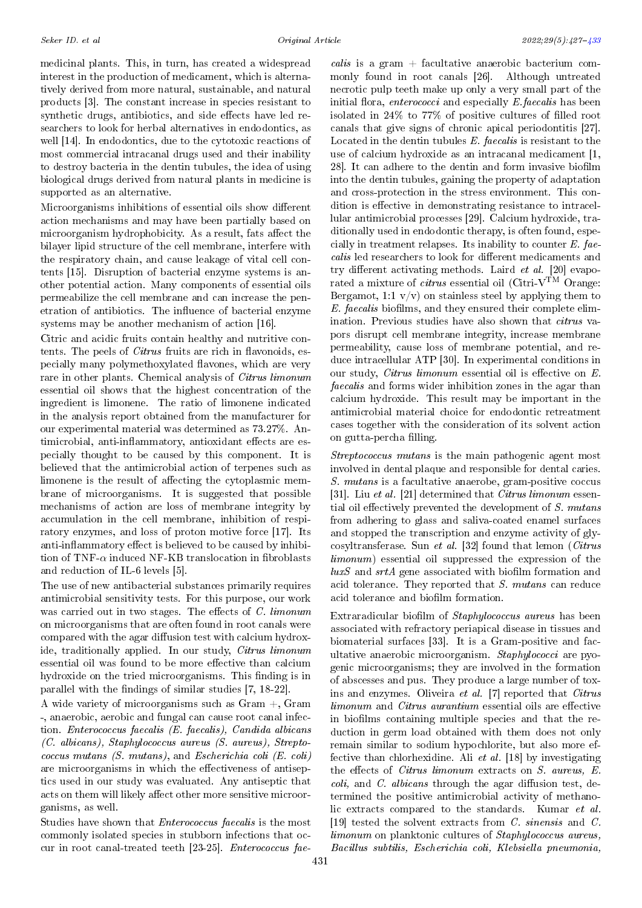medicinal plants. This, in turn, has created a widespread interest in the production of medicament, which is alternatively derived from more natural, sustainable, and natural products [3]. The constant increase in species resistant to synthetic drugs, antibiotics, and side effects have led researchers to look for herbal alternatives in endodontics, as well [14]. In endodontics, due to the cytotoxic reactions of most commercial intracanal drugs used and their inability to destroy bacteria in the dentin tubules, the idea of using biological drugs derived from natural plants in medicine is supported as an alternative.

Microorganisms inhibitions of essential oils show different action mechanisms and may have been partially based on microorganism hydrophobicity. As a result, fats affect the bilayer lipid structure of the cell membrane, interfere with the respiratory chain, and cause leakage of vital cell contents [15]. Disruption of bacterial enzyme systems is another potential action. Many components of essential oils permeabilize the cell membrane and can increase the penetration of antibiotics. The influence of bacterial enzyme systems may be another mechanism of action [16].

Citric and acidic fruits contain healthy and nutritive contents. The peels of *Citrus* fruits are rich in flavonoids, especially many polymethoxylated flavones, which are very rare in other plants. Chemical analysis of *Citrus limonum* essential oil shows that the highest concentration of the ingredient is limonene. The ratio of limonene indicated in the analysis report obtained from the manufacturer for our experimental material was determined as 73.27%. Antimicrobial, anti-inflammatory, antioxidant effects are especially thought to be caused by this component. It is believed that the antimicrobial action of terpenes such as limonene is the result of affecting the cytoplasmic membrane of microorganisms. It is suggested that possible mechanisms of action are loss of membrane integrity by accumulation in the cell membrane, inhibition of respiratory enzymes, and loss of proton motive force [17]. Its anti-inflammatory effect is believed to be caused by inhibition of TNF-$\alpha$ induced NF-KB translocation in fibroblasts and reduction of IL-6 levels [5].

The use of new antibacterial substances primarily requires antimicrobial sensitivity tests. For this purpose, our work was carried out in two stages. The effects of *C. limonum* on microorganisms that are often found in root canals were compared with the agar diffusion test with calcium hydroxide, traditionally applied. In our study, *Citrus limonum* essential oil was found to be more effective than calcium hydroxide on the tried microorganisms. This finding is in parallel with the findings of similar studies [7, 18-22].

A wide variety of microorganisms such as Gram +, Gram -, anaerobic, aerobic and fungal can cause root canal infection. *Enterococcus faecalis (E. faecalis), Candida albicans (C. albicans), Staphylococcus aureus (S. aureus), Streptococcus mutans (S. mutans)*, and *Escherichia coli (E. coli)* are microorganisms in which the effectiveness of antiseptics used in our study was evaluated. Any antiseptic that acts on them will likely affect other more sensitive microorganisms, as well.

Studies have shown that *Enterococcus faecalis* is the most commonly isolated species in stubborn infections that occur in root canal-treated teeth [23-25]. *Enterococcus faecalis* is a gram + facultative anaerobic bacterium commonly found in root canals [26]. Although untreated necrotic pulp teeth make up only a very small part of the initial flora, *enterococci* and especially *E.faecalis* has been isolated in 24% to 77% of positive cultures of filled root canals that give signs of chronic apical periodontitis [27]. Located in the dentin tubules *E. faecalis* is resistant to the use of calcium hydroxide as an intracanal medicament [1, 28]. It can adhere to the dentin and form invasive biofilm into the dentin tubules, gaining the property of adaptation and cross-protection in the stress environment. This condition is effective in demonstrating resistance to intracellular antimicrobial processes [29]. Calcium hydroxide, traditionally used in endodontic therapy, is often found, especially in treatment relapses. Its inability to counter *E. faecalis* led researchers to look for different medicaments and try different activating methods. Laird *et al.* [20] evaporated a mixture of *citrus* essential oil (Citri-V$^{\text{TM}}$ Orange: Bergamot, 1:1 v/v) on stainless steel by applying them to *E. faecalis* biofilms, and they ensured their complete elimination. Previous studies have also shown that *citrus* vapors disrupt cell membrane integrity, increase membrane permeability, cause loss of membrane potential, and reduce intracellular ATP [30]. In experimental conditions in our study, *Citrus limonum* essential oil is effective on *E. faecalis* and forms wider inhibition zones in the agar than calcium hydroxide. This result may be important in the antimicrobial material choice for endodontic retreatment cases together with the consideration of its solvent action on gutta-percha filling.

*Streptococcus mutans* is the main pathogenic agent most involved in dental plaque and responsible for dental caries. *S. mutans* is a facultative anaerobe, gram-positive coccus [31]. Liu *et al.* [21] determined that *Citrus limonum* essential oil effectively prevented the development of *S. mutans* from adhering to glass and saliva-coated enamel surfaces and stopped the transcription and enzyme activity of glycosyltransferase. Sun *et al.* [32] found that lemon (*Citrus limonum*) essential oil suppressed the expression of the *luxS* and *srtA* gene associated with biofilm formation and acid tolerance. They reported that *S. mutans* can reduce acid tolerance and biofilm formation.

Extraradicular biofilm of *Staphylococcus aureus* has been associated with refractory periapical disease in tissues and biomaterial surfaces [33]. It is a Gram-positive and facultative anaerobic microorganism. *Staphylococci* are pyogenic microorganisms; they are involved in the formation of abscesses and pus. They produce a large number of toxins and enzymes. Oliveira *et al.* [7] reported that *Citrus limonum* and *Citrus aurantium* essential oils are effective in biofilms containing multiple species and that the reduction in germ load obtained with them does not only remain similar to sodium hypochlorite, but also more effective than chlorhexidine. Ali *et al.* [18] by investigating the effects of *Citrus limonum* extracts on *S. aureus, E. coli,* and *C. albicans* through the agar diffusion test, determined the positive antimicrobial activity of methanolic extracts compared to the standards. Kumar *et al.* [19] tested the solvent extracts from *C. sinensis* and *C. limonum* on planktonic cultures of *Staphylococcus aureus, Bacillus subtilis, Escherichia coli, Klebsiella pneumonia,*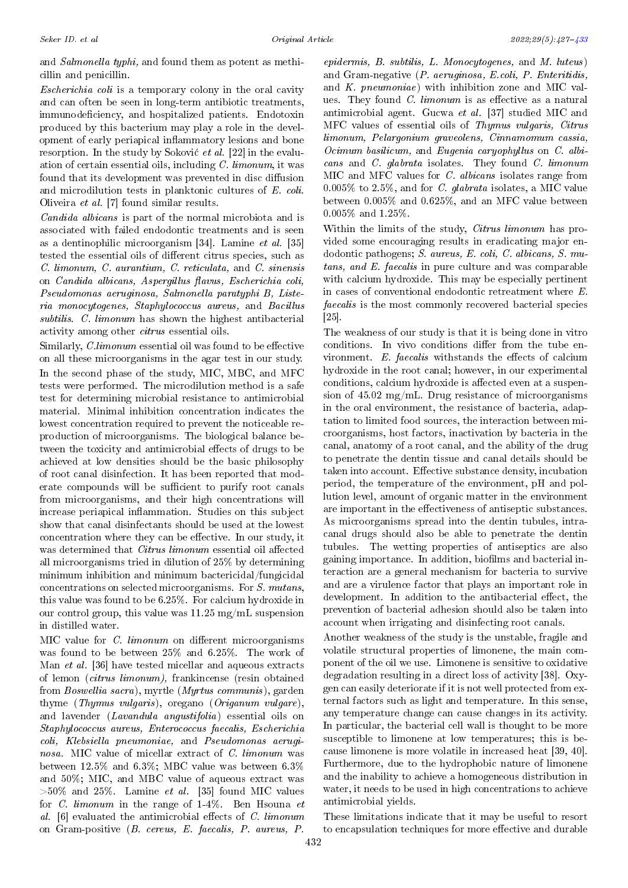and *Salmonella typhi*, and found them as potent as methicillin and penicillin.

*Escherichia coli* is a temporary colony in the oral cavity and can often be seen in long-term antibiotic treatments, immunodeficiency, and hospitalized patients. Endotoxin produced by this bacterium may play a role in the development of early periapical inflammatory lesions and bone resorption. In the study by Soković *et al.* [22] in the evaluation of certain essential oils, including *C. limonum*, it was found that its development was prevented in disc diffusion and microdilution tests in planktonic cultures of *E. coli*. Oliveira *et al.* [7] found similar results.

*Candida albicans* is part of the normal microbiota and is associated with failed endodontic treatments and is seen as a dentinophilic microorganism [34]. Lamine *et al.* [35] tested the essential oils of different citrus species, such as *C. limonum, C. aurantium, C. reticulata,* and *C. sinensis* on *Candida albicans, Aspergillus flavus, Escherichia coli, Pseudomonas aeruginosa, Salmonella paratyphi B, Listeria monocytogenes, Staphylococcus aureus,* and *Bacillus subtilis*. *C. limonum* has shown the highest antibacterial activity among other *citrus* essential oils.

Similarly, *C.limonum* essential oil was found to be effective on all these microorganisms in the agar test in our study.

In the second phase of the study, MIC, MBC, and MFC tests were performed. The microdilution method is a safe test for determining microbial resistance to antimicrobial material. Minimal inhibition concentration indicates the lowest concentration required to prevent the noticeable reproduction of microorganisms. The biological balance between the toxicity and antimicrobial effects of drugs to be achieved at low densities should be the basic philosophy of root canal disinfection. It has been reported that moderate compounds will be sufficient to purify root canals from microorganisms, and their high concentrations will increase periapical inflammation. Studies on this subject show that canal disinfectants should be used at the lowest concentration where they can be effective. In our study, it was determined that *Citrus limonum* essential oil affected all microorganisms tried in dilution of 25% by determining minimum inhibition and minimum bactericidal/fungicidal concentrations on selected microorganisms. For *S. mutans*, this value was found to be 6.25%. For calcium hydroxide in our control group, this value was 11.25 mg/mL suspension in distilled water.

MIC value for *C. limonum* on different microorganisms was found to be between 25% and 6.25%. The work of Man *et al.* [36] have tested micellar and aqueous extracts of lemon (*citrus limonum*), frankincense (resin obtained from *Boswellia sacra*), myrtle (*Myrtus communis*), garden thyme (*Thymus vulgaris*), oregano (*Origanum vulgare*), and lavender (*Lavandula angustifolia*) essential oils on *Staphylococcus aureus, Enterococcus faecalis, Escherichia coli, Klebsiella pneumoniae,* and *Pseudomonas aeruginosa*. MIC value of micellar extract of *C. limonum* was between 12.5% and 6.3%; MBC value was between 6.3% and 50%; MIC, and MBC value of aqueous extract was >50% and 25%. Lamine *et al.* [35] found MIC values for *C. limonum* in the range of 1-4%. Ben Hsouna *et al.* [6] evaluated the antimicrobial effects of *C. limonum* on Gram-positive (*B. cereus, E. faecalis, P. aureus, P. epidermis, B. subtilis, L. Monocytogenes,* and *M. luteus*) and Gram-negative (*P. aeruginosa, E.coli, P. Enteritidis,* and *K. pneumoniae*) with inhibition zone and MIC values. They found *C. limonum* is as effective as a natural antimicrobial agent. Gucwa *et al.* [37] studied MIC and MFC values of essential oils of *Thymus vulgaris, Citrus limonum, Pelargonium graveolens, Cinnamomum cassia, Ocimum basilicum,* and *Eugenia caryophyllus* on *C. albicans* and *C. glabrata* isolates. They found *C. limonum* MIC and MFC values for *C. albicans* isolates range from 0.005% to 2.5%, and for *C. glabrata* isolates, a MIC value between 0.005% and 0.625%, and an MFC value between 0.005% and 1.25%.

Within the limits of the study, *Citrus limonum* has provided some encouraging results in eradicating major endodontic pathogens; *S. aureus, E. coli, C. albicans, S. mutans, and E. faecalis* in pure culture and was comparable with calcium hydroxide. This may be especially pertinent in cases of conventional endodontic retreatment where *E. faecalis* is the most commonly recovered bacterial species [25].

The weakness of our study is that it is being done in vitro conditions. In vivo conditions differ from the tube environment. *E. faecalis* withstands the effects of calcium hydroxide in the root canal; however, in our experimental conditions, calcium hydroxide is affected even at a suspension of 45.02 mg/mL. Drug resistance of microorganisms in the oral environment, the resistance of bacteria, adaptation to limited food sources, the interaction between microorganisms, host factors, inactivation by bacteria in the canal, anatomy of a root canal, and the ability of the drug to penetrate the dentin tissue and canal details should be taken into account. Effective substance density, incubation period, the temperature of the environment, pH and pollution level, amount of organic matter in the environment are important in the effectiveness of antiseptic substances. As microorganisms spread into the dentin tubules, intracanal drugs should also be able to penetrate the dentin tubules. The wetting properties of antiseptics are also gaining importance. In addition, biofilms and bacterial interaction are a general mechanism for bacteria to survive and are a virulence factor that plays an important role in development. In addition to the antibacterial effect, the prevention of bacterial adhesion should also be taken into account when irrigating and disinfecting root canals.

Another weakness of the study is the unstable, fragile and volatile structural properties of limonene, the main component of the oil we use. Limonene is sensitive to oxidative degradation resulting in a direct loss of activity [38]. Oxygen can easily deteriorate if it is not well protected from external factors such as light and temperature. In this sense, any temperature change can cause changes in its activity. In particular, the bacterial cell wall is thought to be more susceptible to limonene at low temperatures; this is because limonene is more volatile in increased heat [39, 40]. Furthermore, due to the hydrophobic nature of limonene and the inability to achieve a homogeneous distribution in water, it needs to be used in high concentrations to achieve antimicrobial yields.

These limitations indicate that it may be useful to resort to encapsulation techniques for more effective and durable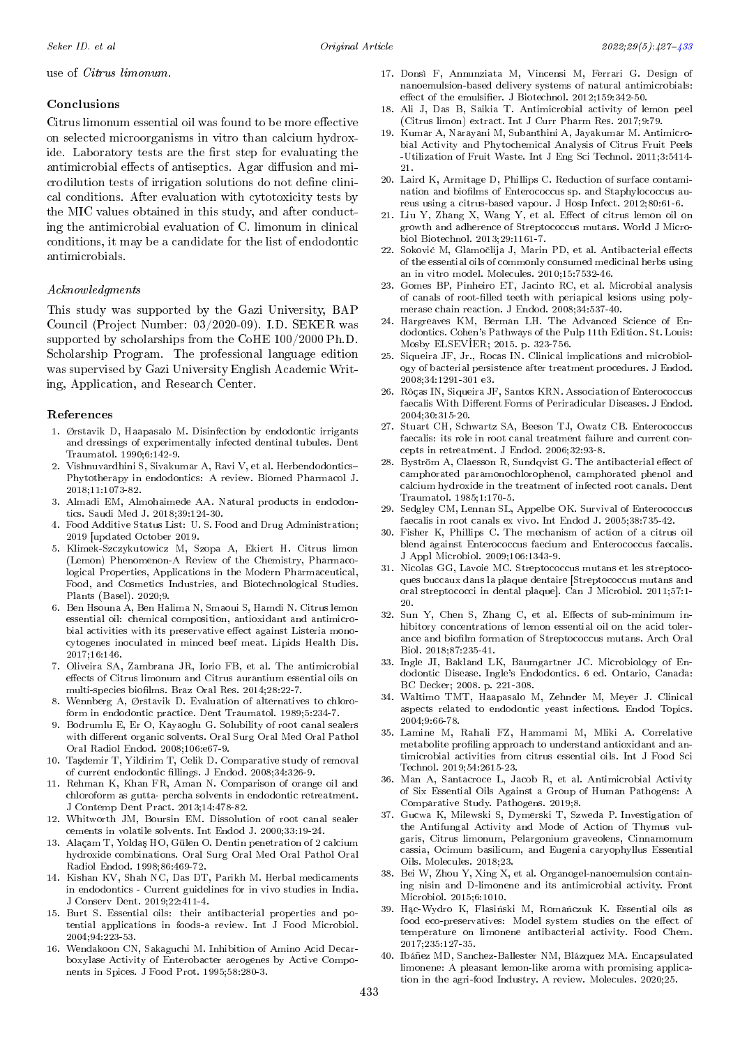use of *Citrus limonum*.

## Conclusions

Citrus limonum essential oil was found to be more effective on selected microorganisms in vitro than calcium hydroxide. Laboratory tests are the first step for evaluating the antimicrobial effects of antiseptics. Agar diffusion and microdilution tests of irrigation solutions do not define clinical conditions. After evaluation with cytotoxicity tests by the MIC values obtained in this study, and after conducting the antimicrobial evaluation of C. limonum in clinical conditions, it may be a candidate for the list of endodontic antimicrobials.

### *Acknowledgments*

This study was supported by the Gazi University, BAP Council (Project Number: 03/2020-09). I.D. SEKER was supported by scholarships from the CoHE 100/2000 Ph.D. Scholarship Program. The professional language edition was supervised by Gazi University English Academic Writing, Application, and Research Center.

## References

1. Ørstavik D, Haapasalo M. Disinfection by endodontic irrigants and dressings of experimentally infected dentinal tubules. Dent Traumatol. 1990;6:142-9.
2. Vishnuvardhini S, Sivakumar A, Ravi V, et al. Herbendodontics–Phytotherapy in endodontics: A review. Biomed Pharmacol J. 2018;11:1073-82.
3. Almadi EM, Almohaimede AA. Natural products in endodontics. Saudi Med J. 2018;39:124-30.
4. Food Additive Status List: U. S. Food and Drug Administration; 2019 [updated October 2019.
5. Klimek-Szczykutowicz M, Szopa A, Ekiert H. Citrus limon (Lemon) Phenomenon-A Review of the Chemistry, Pharmacological Properties, Applications in the Modern Pharmaceutical, Food, and Cosmetics Industries, and Biotechnological Studies. Plants (Basel). 2020;9.
6. Ben Hsouna A, Ben Halima N, Smaoui S, Hamdi N. Citrus lemon essential oil: chemical composition, antioxidant and antimicrobial activities with its preservative effect against Listeria monocytogenes inoculated in minced beef meat. Lipids Health Dis. 2017;16:146.
7. Oliveira SA, Zambrana JR, Iorio FB, et al. The antimicrobial effects of Citrus limonum and Citrus aurantium essential oils on multi-species biofilms. Braz Oral Res. 2014;28:22-7.
8. Wennberg A, Ørstavik D. Evaluation of alternatives to chloroform in endodontic practice. Dent Traumatol. 1989;5:234-7.
9. Bodrumlu E, Er O, Kayaoglu G. Solubility of root canal sealers with different organic solvents. Oral Surg Oral Med Oral Pathol Oral Radiol Endod. 2008;106:e67-9.
10. Taşdemir T, Yildirim T, Celik D. Comparative study of removal of current endodontic fillings. J Endod. 2008;34:326-9.
11. Rehman K, Khan FR, Aman N. Comparison of orange oil and chloroform as gutta- percha solvents in endodontic retreatment. J Contemp Dent Pract. 2013;14:478-82.
12. Whitworth JM, Boursin EM. Dissolution of root canal sealer cements in volatile solvents. Int Endod J. 2000;33:19-24.
13. Alaçam T, Yoldaş HO, Gülen O. Dentin penetration of 2 calcium hydroxide combinations. Oral Surg Oral Med Oral Pathol Oral Radiol Endod. 1998;86:469-72.
14. Kishan KV, Shah NC, Das DT, Parikh M. Herbal medicaments in endodontics - Current guidelines for in vivo studies in India. J Conserv Dent. 2019;22:411-4.
15. Burt S. Essential oils: their antibacterial properties and potential applications in foods-a review. Int J Food Microbiol. 2004;94:223-53.
16. Wendakoon CN, Sakaguchi M. Inhibition of Amino Acid Decarboxylase Activity of Enterobacter aerogenes by Active Components in Spices. J Food Prot. 1995;58:280-3.
17. Donsì F, Annunziata M, Vincensi M, Ferrari G. Design of nanoemulsion-based delivery systems of natural antimicrobials: effect of the emulsifier. J Biotechnol. 2012;159:342-50.
18. Ali J, Das B, Saikia T. Antimicrobial activity of lemon peel (Citrus limon) extract. Int J Curr Pharm Res. 2017;9:79.
19. Kumar A, Narayani M, Subanthini A, Jayakumar M. Antimicrobial Activity and Phytochemical Analysis of Citrus Fruit Peels -Utilization of Fruit Waste. Int J Eng Sci Technol. 2011;3:5414-21.
20. Laird K, Armitage D, Phillips C. Reduction of surface contamination and biofilms of Enterococcus sp. and Staphylococcus aureus using a citrus-based vapour. J Hosp Infect. 2012;80:61-6.
21. Liu Y, Zhang X, Wang Y, et al. Effect of citrus lemon oil on growth and adherence of Streptococcus mutans. World J Microbiol Biotechnol. 2013;29:1161-7.
22. Soković M, Glamočlija J, Marin PD, et al. Antibacterial effects of the essential oils of commonly consumed medicinal herbs using an in vitro model. Molecules. 2010;15:7532-46.
23. Gomes BP, Pinheiro ET, Jacinto RC, et al. Microbial analysis of canals of root-filled teeth with periapical lesions using polymerase chain reaction. J Endod. 2008;34:537-40.
24. Hargreaves KM, Berman LH. The Advanced Science of Endodontics. Cohen's Pathways of the Pulp 11th Edition. St. Louis: Mosby ELSEVİER; 2015. p. 323-756.
25. Siqueira JF, Jr., Rocas IN. Clinical implications and microbiology of bacterial persistence after treatment procedures. J Endod. 2008;34:1291-301 e3.
26. Rôças IN, Siqueira JF, Santos KRN. Association of Enterococcus faecalis With Different Forms of Periradicular Diseases. J Endod. 2004;30:315-20.
27. Stuart CH, Schwartz SA, Beeson TJ, Owatz CB. Enterococcus faecalis: its role in root canal treatment failure and current concepts in retreatment. J Endod. 2006;32:93-8.
28. Byström A, Claesson R, Sundqvist G. The antibacterial effect of camphorated paramonochlorophenol, camphorated phenol and calcium hydroxide in the treatment of infected root canals. Dent Traumatol. 1985;1:170-5.
29. Sedgley CM, Lennan SL, Appelbe OK. Survival of Enterococcus faecalis in root canals ex vivo. Int Endod J. 2005;38:735-42.
30. Fisher K, Phillips C. The mechanism of action of a citrus oil blend against Enterococcus faecium and Enterococcus faecalis. J Appl Microbiol. 2009;106:1343-9.
31. Nicolas GG, Lavoie MC. Streptococcus mutans et les streptocoques buccaux dans la plaque dentaire [Streptococcus mutans and oral streptococci in dental plaque]. Can J Microbiol. 2011;57:1-20.
32. Sun Y, Chen S, Zhang C, et al. Effects of sub-minimum inhibitory concentrations of lemon essential oil on the acid tolerance and biofilm formation of Streptococcus mutans. Arch Oral Biol. 2018;87:235-41.
33. Ingle JI, Bakland LK, Baumgartner JC. Microbiology of Endodontic Disease. Ingle's Endodontics. 6 ed. Ontario, Canada: BC Decker; 2008. p. 221-308.
34. Waltimo TMT, Haapasalo M, Zehnder M, Meyer J. Clinical aspects related to endodontic yeast infections. Endod Topics. 2004;9:66-78.
35. Lamine M, Rahali FZ, Hammami M, Mliki A. Correlative metabolite profiling approach to understand antioxidant and antimicrobial activities from citrus essential oils. Int J Food Sci Technol. 2019;54:2615-23.
36. Man A, Santacroce L, Jacob R, et al. Antimicrobial Activity of Six Essential Oils Against a Group of Human Pathogens: A Comparative Study. Pathogens. 2019;8.
37. Gucwa K, Milewski S, Dymerski T, Szweda P. Investigation of the Antifungal Activity and Mode of Action of Thymus vulgaris, Citrus limonum, Pelargonium graveolens, Cinnamomum cassia, Ocimum basilicum, and Eugenia caryophyllus Essential Oils. Molecules. 2018;23.
38. Bei W, Zhou Y, Xing X, et al. Organogel-nanoemulsion containing nisin and D-limonene and its antimicrobial activity. Front Microbiol. 2015;6:1010.
39. Hąc-Wydro K, Flasiński M, Romańczuk K. Essential oils as food eco-preservatives: Model system studies on the effect of temperature on limonene antibacterial activity. Food Chem. 2017;235:127-35.
40. Ibáñez MD, Sanchez-Ballester NM, Blázquez MA. Encapsulated limonene: A pleasant lemon-like aroma with promising application in the agri-food Industry. A review. Molecules. 2020;25.